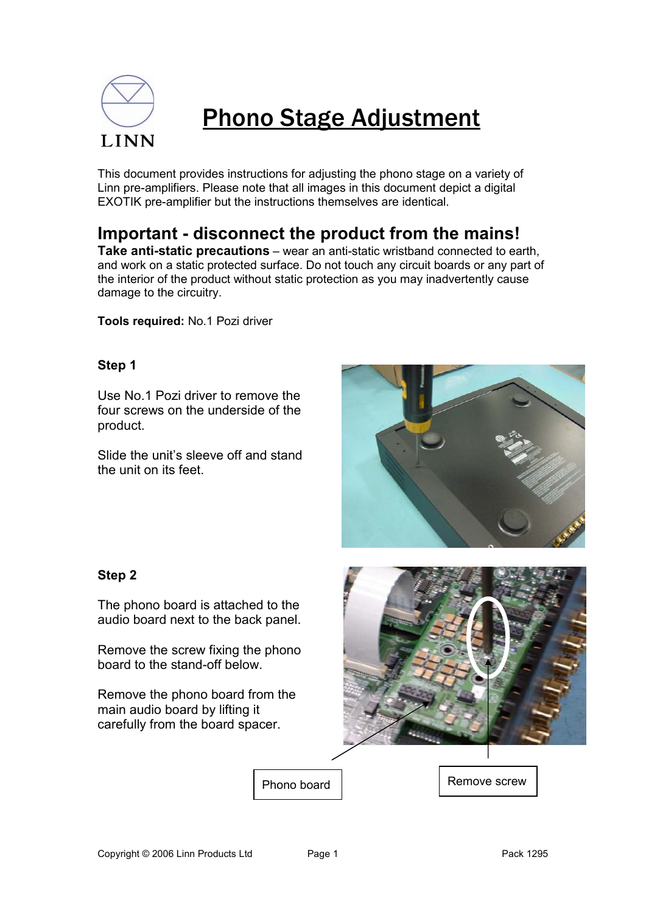LINN

# Phono Stage Adjustment

This document provides instructions for adjusting the phono stage on a variety of Linn pre-amplifiers. Please note that all images in this document depict a digital EXOTIK pre-amplifier but the instructions themselves are identical.

## Important - disconnect the product from the mains!

**Take anti-static precautions** – wear an anti-static wristband connected to earth, and work on a static protected surface. Do not touch any circuit boards or any part of the interior of the product without static protection as you may inadvertently cause damage to the circuitry.

**Tools required:** No.1 Pozi driver

### Step 1

Use No.1 Pozi driver to remove the four screws on the underside of the product.

Slide the unit's sleeve off and stand the unit on its feet.

### Step 2

The phono board is attached to the audio board next to the back panel.

Remove the screw fixing the phono board to the stand-off below.

Remove the phono board from the main audio board by lifting it carefully from the board spacer.

Phono board

Remove screw

Copyright © 2006 Linn Products Ltd

Pack 1295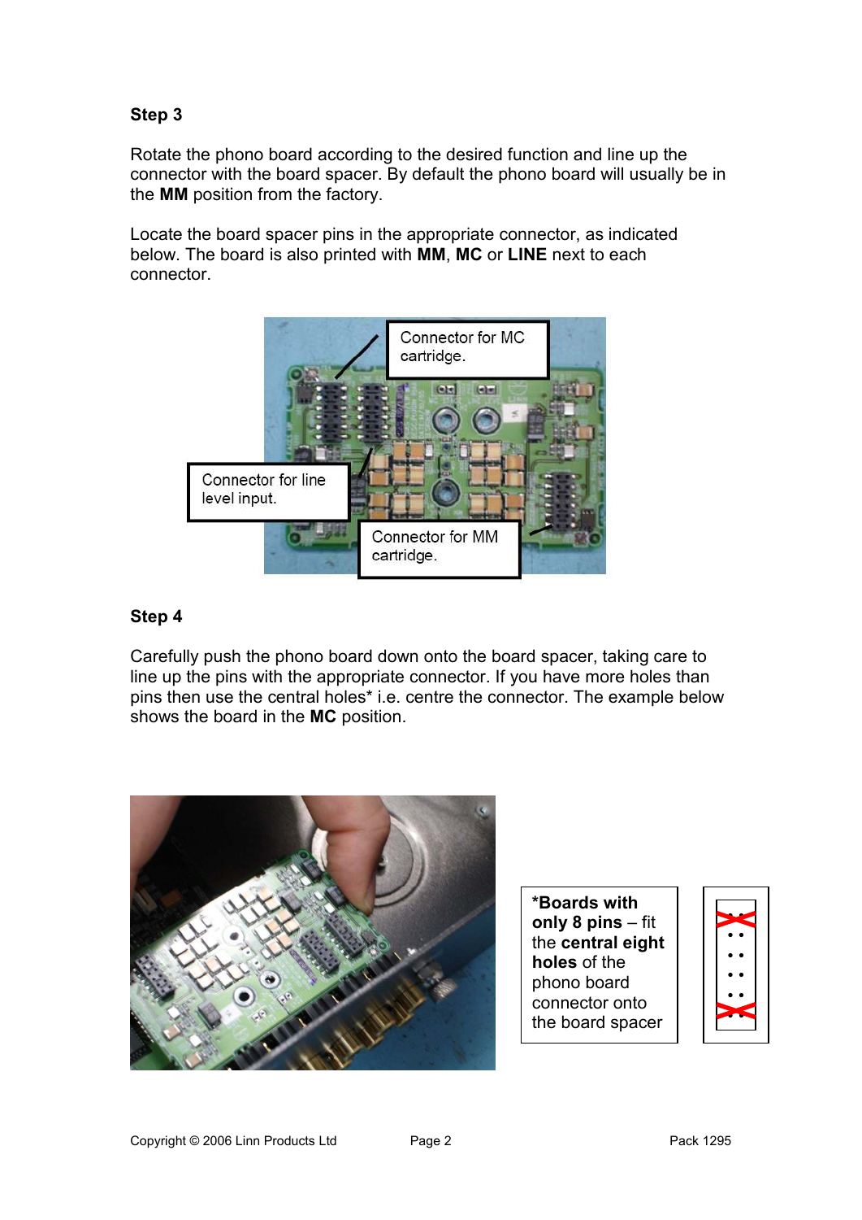### Step 3

Rotate the phono board according to the desired function and line up the connector with the board spacer. By default the phono board will usually be in the **MM** position from the factory.

Locate the board spacer pins in the appropriate connector, as indicated below. The board is also printed with **MM**, **MC** or **LINE** next to each connector.

Connector for MC cartridge.

Connector for line level input.

Connector for MM cartridge.

### Step 4

Carefully push the phono board down onto the board spacer, taking care to line up the pins with the appropriate connector. If you have more holes than pins then use the central holes* i.e. centre the connector. The example below shows the board in the **MC** position.

***Boards with only 8 pins** – fit the **central eight holes** of the phono board connector onto the board spacer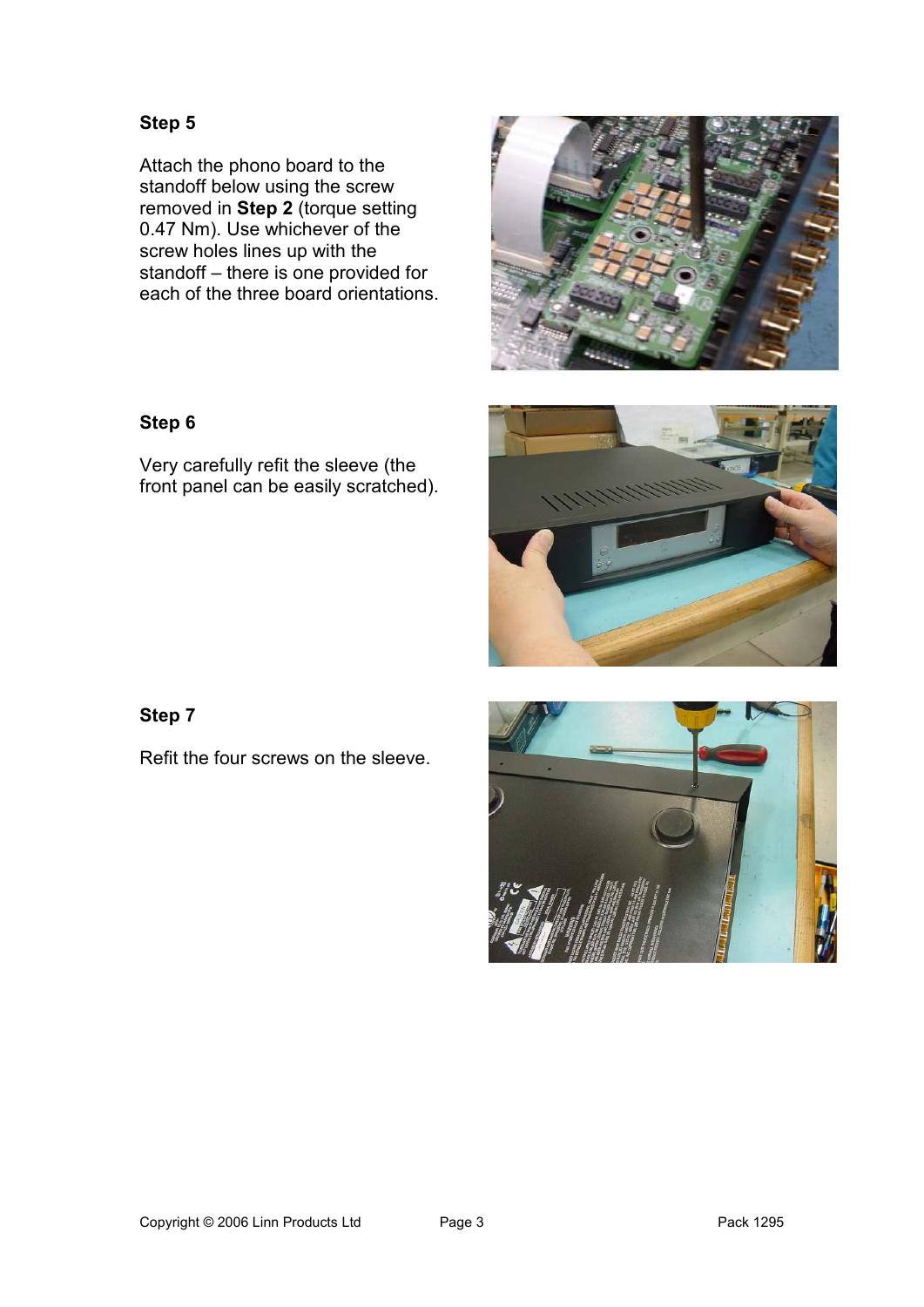**Step 5**

Attach the phono board to the standoff below using the screw removed in **Step 2** (torque setting 0.47 Nm). Use whichever of the screw holes lines up with the standoff – there is one provided for each of the three board orientations.

**Step 6**

Very carefully refit the sleeve (the front panel can be easily scratched).

**Step 7**

Refit the four screws on the sleeve.